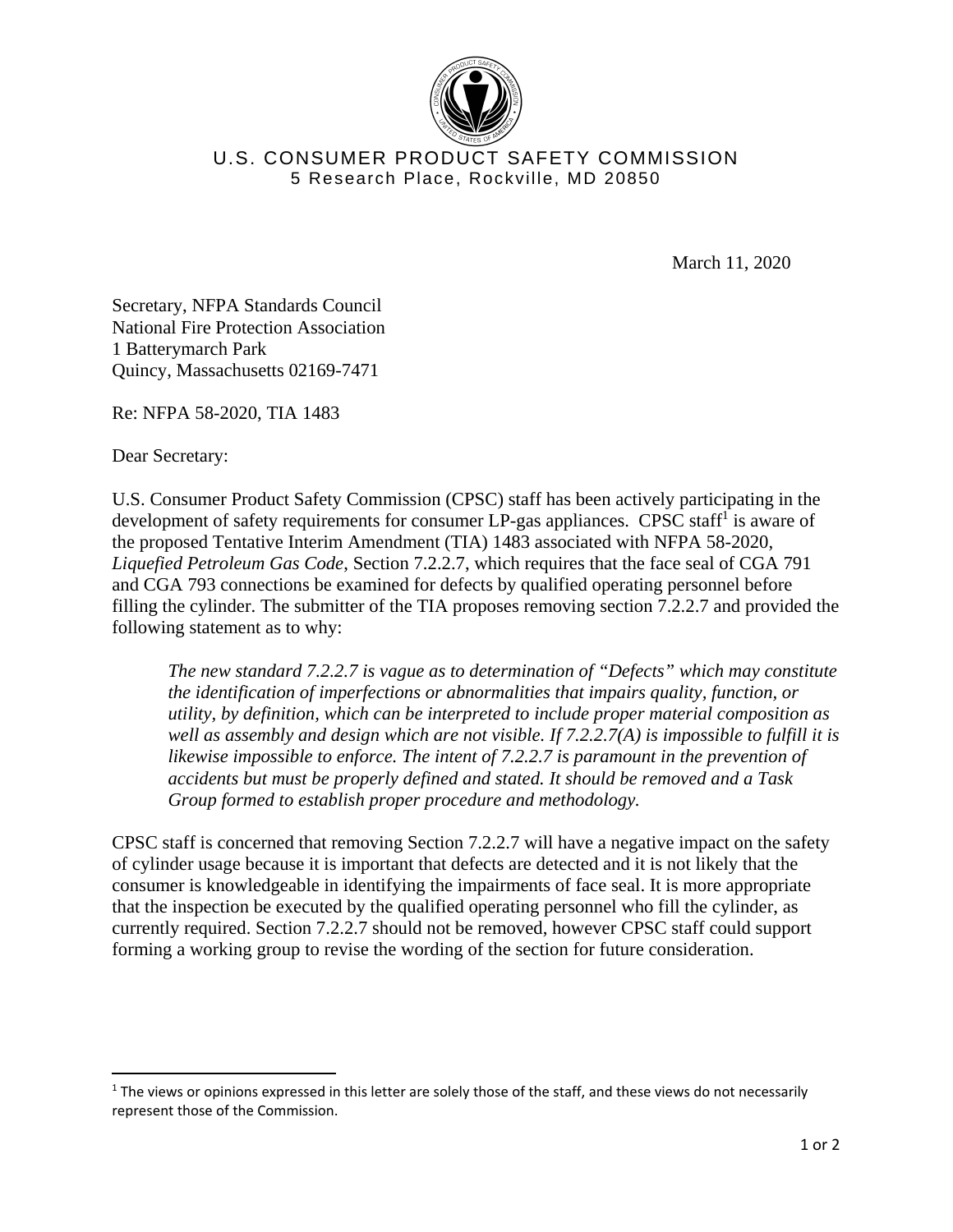U.S. CONSUMER PRODUCT SAFETY COMMISSION
5 Research Place, Rockville, MD 20850

March 11, 2020

Secretary, NFPA Standards Council
National Fire Protection Association
1 Batterymarch Park
Quincy, Massachusetts 02169-7471

Re: NFPA 58-2020, TIA 1483

Dear Secretary:

U.S. Consumer Product Safety Commission (CPSC) staff has been actively participating in the development of safety requirements for consumer LP-gas appliances. CPSC staff[1] is aware of the proposed Tentative Interim Amendment (TIA) 1483 associated with NFPA 58-2020, *Liquefied Petroleum Gas Code*, Section 7.2.2.7, which requires that the face seal of CGA 791 and CGA 793 connections be examined for defects by qualified operating personnel before filling the cylinder. The submitter of the TIA proposes removing section 7.2.2.7 and provided the following statement as to why:

> *The new standard 7.2.2.7 is vague as to determination of "Defects" which may constitute the identification of imperfections or abnormalities that impairs quality, function, or utility, by definition, which can be interpreted to include proper material composition as well as assembly and design which are not visible. If 7.2.2.7(A) is impossible to fulfill it is likewise impossible to enforce. The intent of 7.2.2.7 is paramount in the prevention of accidents but must be properly defined and stated. It should be removed and a Task Group formed to establish proper procedure and methodology.*

CPSC staff is concerned that removing Section 7.2.2.7 will have a negative impact on the safety of cylinder usage because it is important that defects are detected and it is not likely that the consumer is knowledgeable in identifying the impairments of face seal. It is more appropriate that the inspection be executed by the qualified operating personnel who fill the cylinder, as currently required. Section 7.2.2.7 should not be removed, however CPSC staff could support forming a working group to revise the wording of the section for future consideration.

[1] The views or opinions expressed in this letter are solely those of the staff, and these views do not necessarily represent those of the Commission.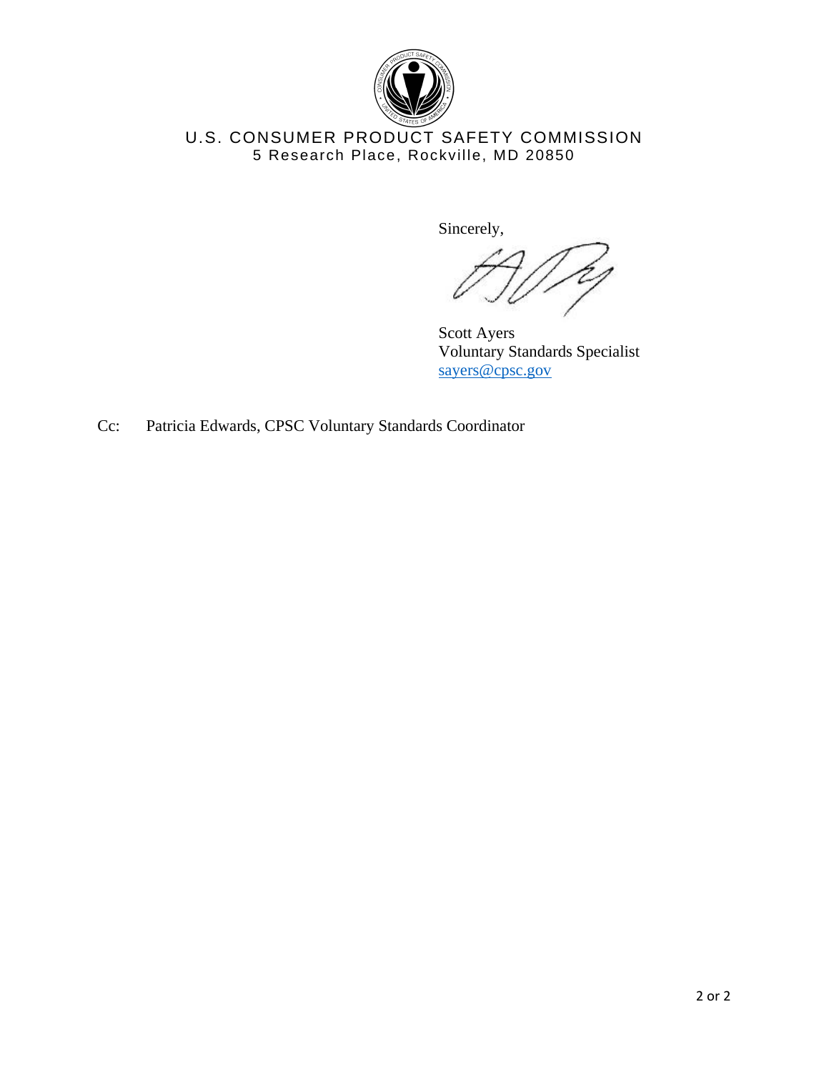U.S. CONSUMER PRODUCT SAFETY COMMISSION
5 Research Place, Rockville, MD 20850

Sincerely,

Scott Ayers
Voluntary Standards Specialist
sayers@cpsc.gov

Cc: Patricia Edwards, CPSC Voluntary Standards Coordinator